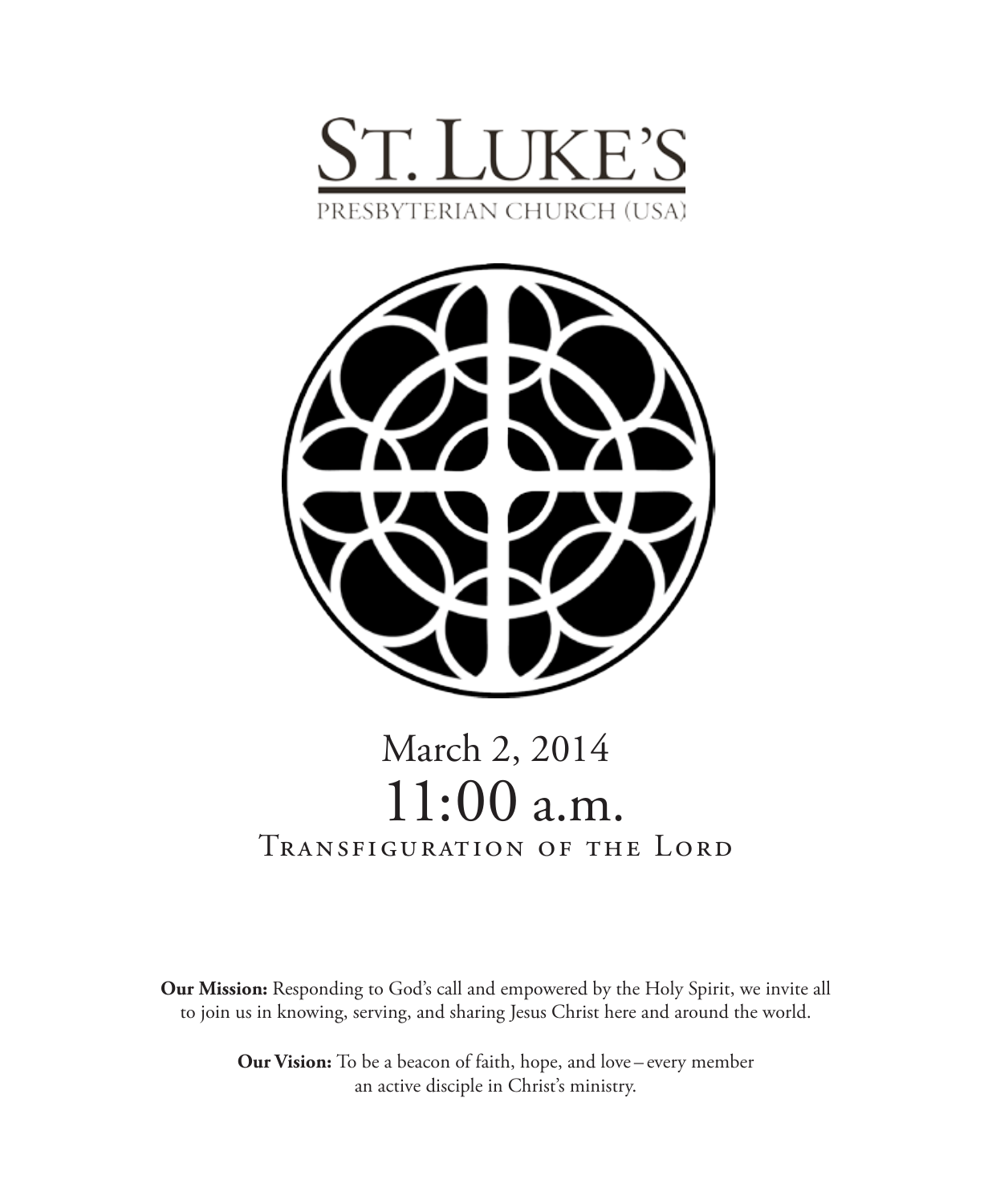# St. Luke's

PRESBYTERIAN CHURCH (USA)

March 2, 2014

11:00 a.m.

Transfiguration of the Lord

**Our Mission:** Responding to God's call and empowered by the Holy Spirit, we invite all to join us in knowing, serving, and sharing Jesus Christ here and around the world.

**Our Vision:** To be a beacon of faith, hope, and love – every member an active disciple in Christ's ministry.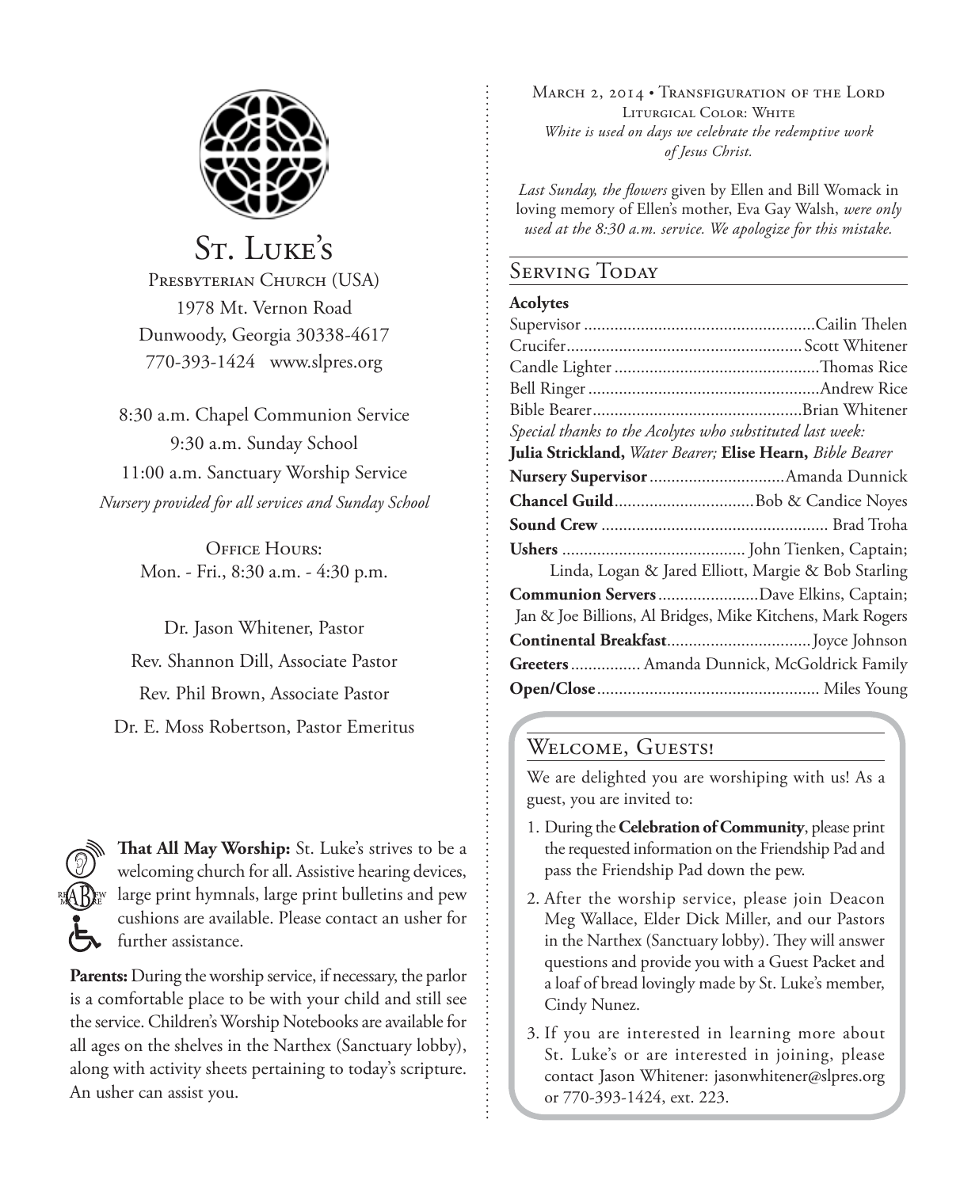# St. Luke's

Presbyterian Church (USA)
1978 Mt. Vernon Road
Dunwoody, Georgia 30338-4617
770-393-1424 www.slpres.org

8:30 a.m. Chapel Communion Service
9:30 a.m. Sunday School
11:00 a.m. Sanctuary Worship Service
*Nursery provided for all services and Sunday School*

Office Hours:
Mon. - Fri., 8:30 a.m. - 4:30 p.m.

Dr. Jason Whitener, Pastor
Rev. Shannon Dill, Associate Pastor
Rev. Phil Brown, Associate Pastor
Dr. E. Moss Robertson, Pastor Emeritus

**That All May Worship:** St. Luke's strives to be a welcoming church for all. Assistive hearing devices, large print hymnals, large print bulletins and pew cushions are available. Please contact an usher for further assistance.

**Parents:** During the worship service, if necessary, the parlor is a comfortable place to be with your child and still see the service. Children's Worship Notebooks are available for all ages on the shelves in the Narthex (Sanctuary lobby), along with activity sheets pertaining to today's scripture. An usher can assist you.

March 2, 2014 • Transfiguration of the Lord
Liturgical Color: White
*White is used on days we celebrate the redemptive work of Jesus Christ.*

*Last Sunday, the flowers* given by Ellen and Bill Womack in loving memory of Ellen's mother, Eva Gay Walsh, *were only used at the 8:30 a.m. service. We apologize for this mistake.*

## Serving Today

**Acolytes**
Supervisor .......... Cailin Thelen
Crucifer .......... Scott Whitener
Candle Lighter .......... Thomas Rice
Bell Ringer .......... Andrew Rice
Bible Bearer .......... Brian Whitener
*Special thanks to the Acolytes who substituted last week:*
**Julia Strickland,** *Water Bearer;* **Elise Hearn,** *Bible Bearer*

**Nursery Supervisor** .......... Amanda Dunnick
**Chancel Guild** .......... Bob & Candice Noyes
**Sound Crew** .......... Brad Troha
**Ushers** .......... John Tienken, Captain; Linda, Logan & Jared Elliott, Margie & Bob Starling
**Communion Servers** .......... Dave Elkins, Captain; Jan & Joe Billions, Al Bridges, Mike Kitchens, Mark Rogers
**Continental Breakfast** .......... Joyce Johnson
**Greeters** .......... Amanda Dunnick, McGoldrick Family
**Open/Close** .......... Miles Young

## Welcome, Guests!

We are delighted you are worshiping with us! As a guest, you are invited to:

1. During the **Celebration of Community**, please print the requested information on the Friendship Pad and pass the Friendship Pad down the pew.
2. After the worship service, please join Deacon Meg Wallace, Elder Dick Miller, and our Pastors in the Narthex (Sanctuary lobby). They will answer questions and provide you with a Guest Packet and a loaf of bread lovingly made by St. Luke's member, Cindy Nunez.
3. If you are interested in learning more about St. Luke's or are interested in joining, please contact Jason Whitener: jasonwhitener@slpres.org or 770-393-1424, ext. 223.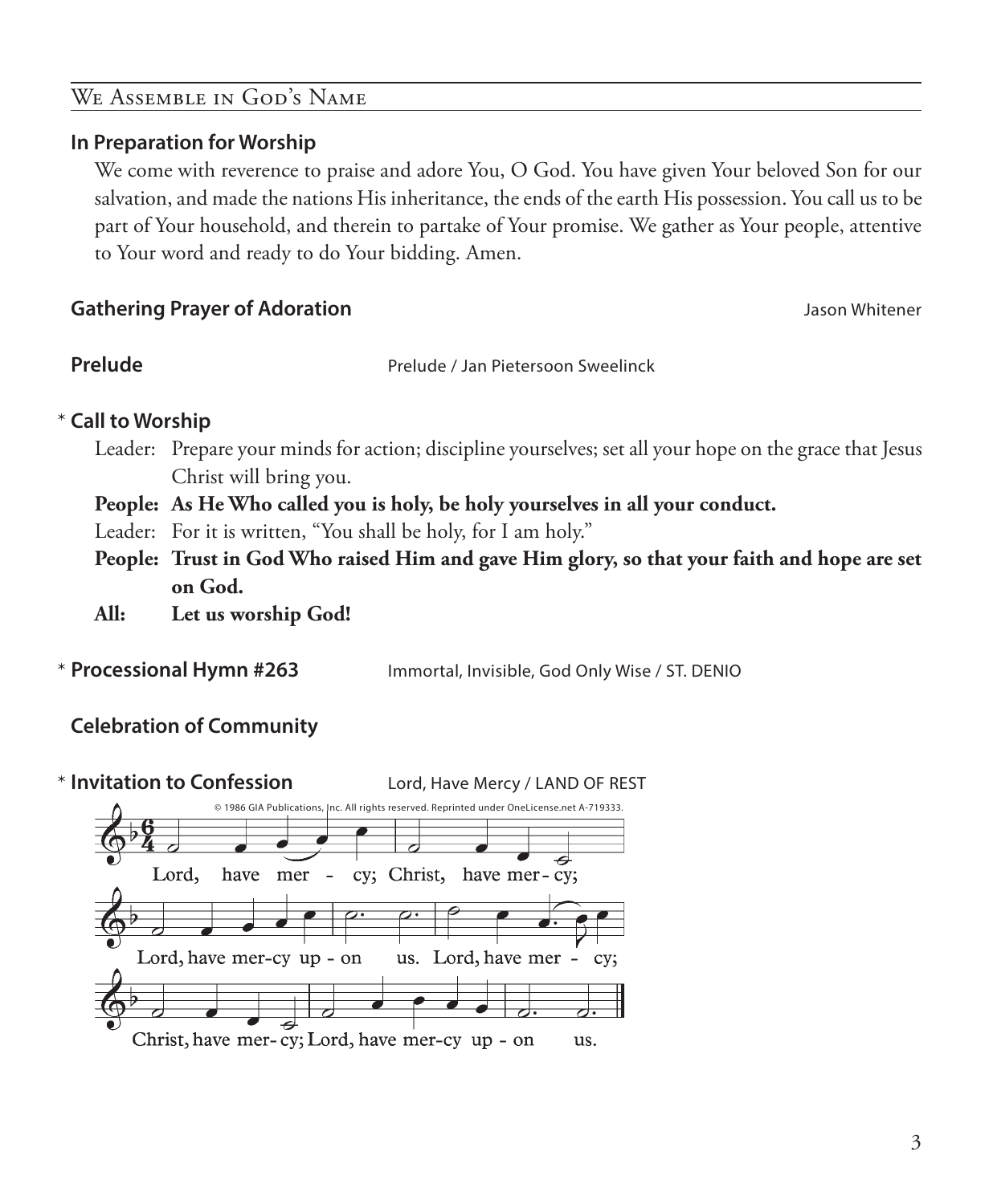## We Assemble in God's Name

**In Preparation for Worship**

We come with reverence to praise and adore You, O God. You have given Your beloved Son for our salvation, and made the nations His inheritance, the ends of the earth His possession. You call us to be part of Your household, and therein to partake of Your promise. We gather as Your people, attentive to Your word and ready to do Your bidding. Amen.

**Gathering Prayer of Adoration** — Jason Whitener

**Prelude** — Prelude / Jan Pietersoon Sweelinck

\* **Call to Worship**

Leader: Prepare your minds for action; discipline yourselves; set all your hope on the grace that Jesus Christ will bring you.

**People: As He Who called you is holy, be holy yourselves in all your conduct.**

Leader: For it is written, "You shall be holy, for I am holy."

**People: Trust in God Who raised Him and gave Him glory, so that your faith and hope are set on God.**

**All: Let us worship God!**

\* **Processional Hymn #263** — Immortal, Invisible, God Only Wise / ST. DENIO

**Celebration of Community**

\* **Invitation to Confession** — Lord, Have Mercy / LAND OF REST

© 1986 GIA Publications, Inc. All rights reserved. Reprinted under OneLicense.net A-719333.

Lord, have mer - cy; Christ, have mer - cy;
Lord, have mer-cy up - on us. Lord, have mer - cy;
Christ, have mer - cy; Lord, have mer-cy up - on us.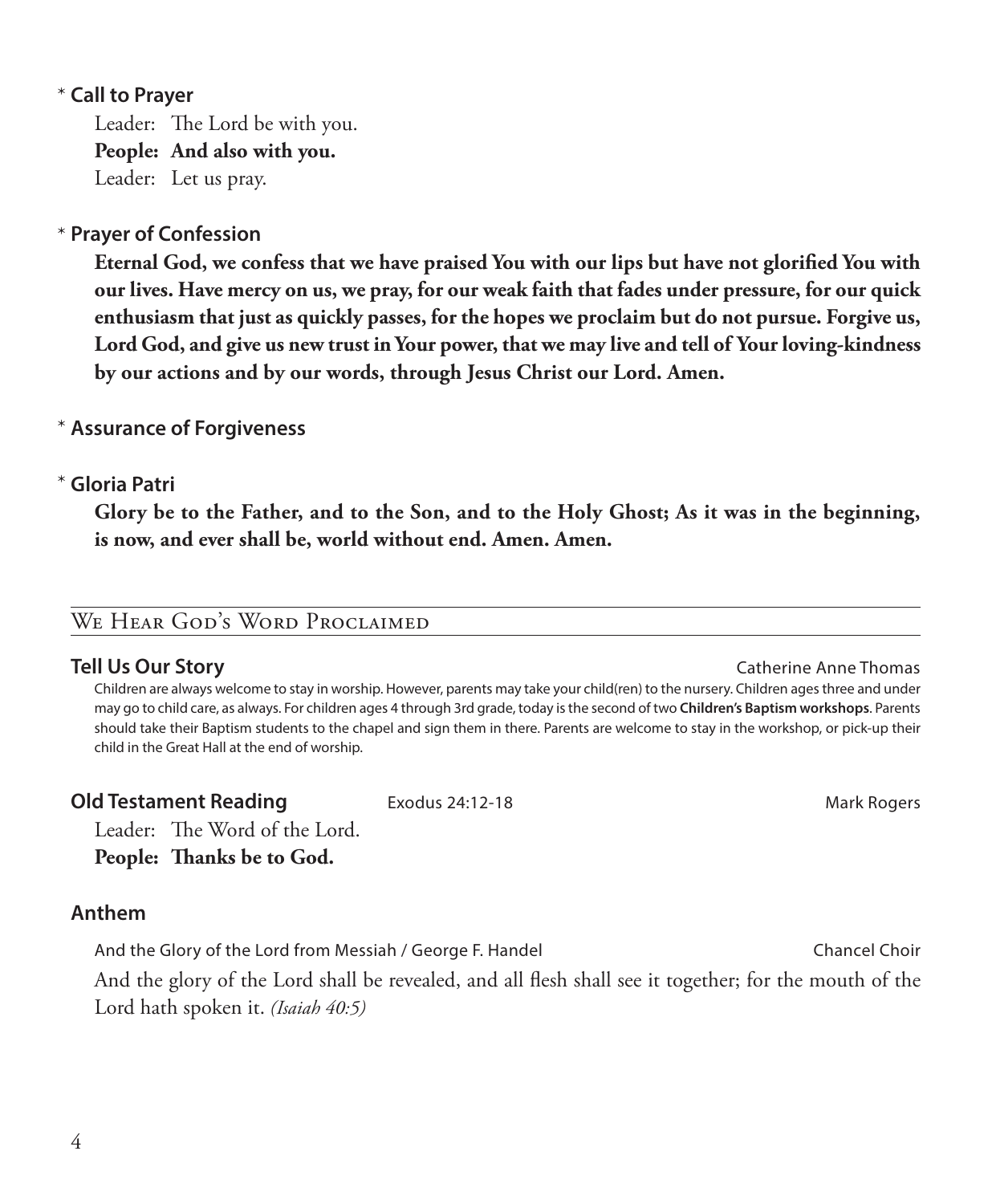\* **Call to Prayer**

Leader: The Lord be with you.
**People: And also with you.**
Leader: Let us pray.

\* **Prayer of Confession**

**Eternal God, we confess that we have praised You with our lips but have not glorified You with our lives. Have mercy on us, we pray, for our weak faith that fades under pressure, for our quick enthusiasm that just as quickly passes, for the hopes we proclaim but do not pursue. Forgive us, Lord God, and give us new trust in Your power, that we may live and tell of Your loving-kindness by our actions and by our words, through Jesus Christ our Lord. Amen.**

\* **Assurance of Forgiveness**

\* **Gloria Patri**

**Glory be to the Father, and to the Son, and to the Holy Ghost; As it was in the beginning, is now, and ever shall be, world without end. Amen. Amen.**

## We Hear God's Word Proclaimed

**Tell Us Our Story** — Catherine Anne Thomas

Children are always welcome to stay in worship. However, parents may take your child(ren) to the nursery. Children ages three and under may go to child care, as always. For children ages 4 through 3rd grade, today is the second of two **Children's Baptism workshops**. Parents should take their Baptism students to the chapel and sign them in there. Parents are welcome to stay in the workshop, or pick-up their child in the Great Hall at the end of worship.

**Old Testament Reading** — Exodus 24:12-18 — Mark Rogers

Leader: The Word of the Lord.
**People: Thanks be to God.**

**Anthem**

And the Glory of the Lord from Messiah / George F. Handel — Chancel Choir

And the glory of the Lord shall be revealed, and all flesh shall see it together; for the mouth of the Lord hath spoken it. *(Isaiah 40:5)*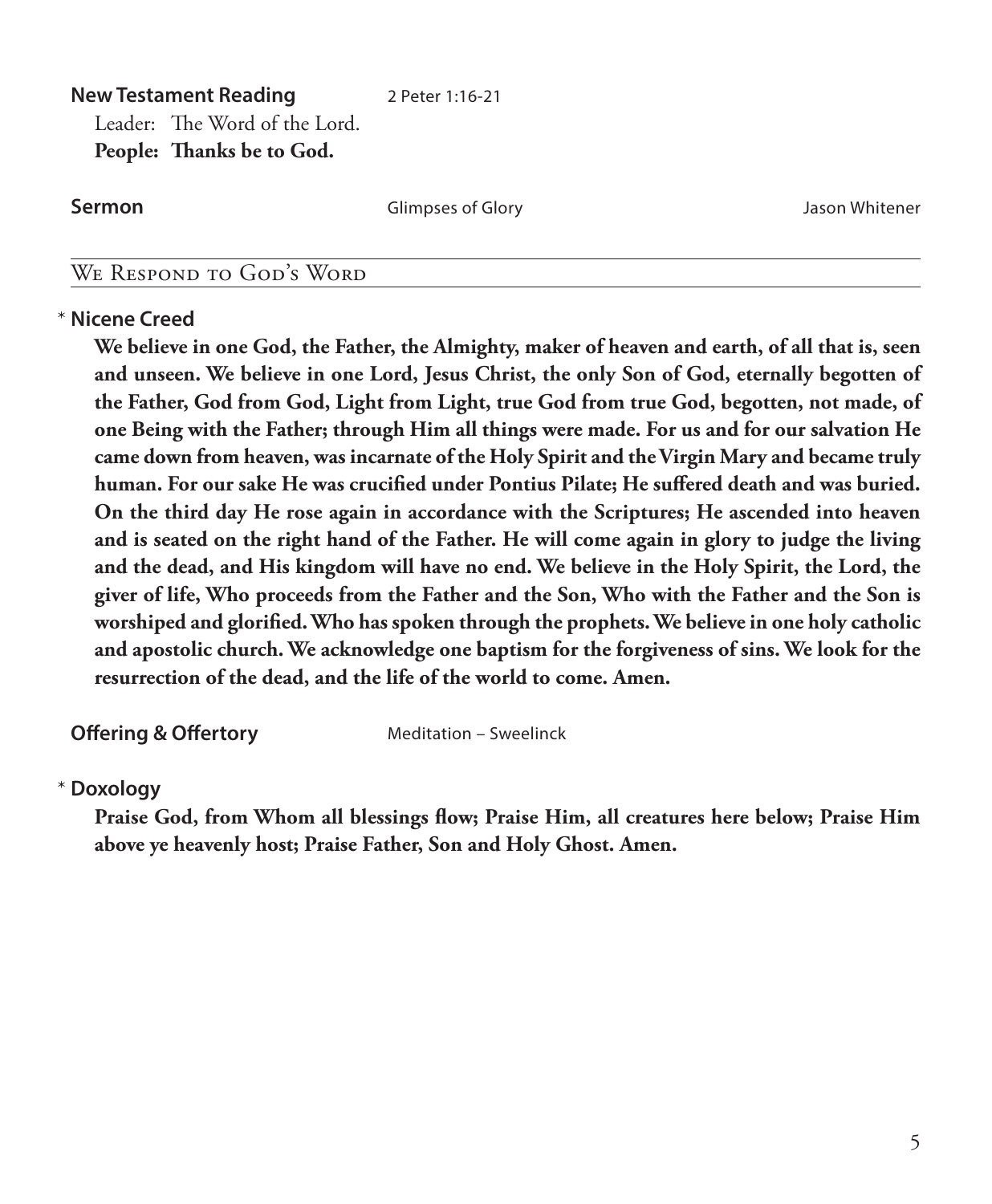**New Testament Reading** 2 Peter 1:16-21

Leader: The Word of the Lord.

**People: Thanks be to God.**

**Sermon** Glimpses of Glory Jason Whitener

## We Respond to God's Word

\* **Nicene Creed**

**We believe in one God, the Father, the Almighty, maker of heaven and earth, of all that is, seen and unseen. We believe in one Lord, Jesus Christ, the only Son of God, eternally begotten of the Father, God from God, Light from Light, true God from true God, begotten, not made, of one Being with the Father; through Him all things were made. For us and for our salvation He came down from heaven, was incarnate of the Holy Spirit and the Virgin Mary and became truly human. For our sake He was crucified under Pontius Pilate; He suffered death and was buried. On the third day He rose again in accordance with the Scriptures; He ascended into heaven and is seated on the right hand of the Father. He will come again in glory to judge the living and the dead, and His kingdom will have no end. We believe in the Holy Spirit, the Lord, the giver of life, Who proceeds from the Father and the Son, Who with the Father and the Son is worshiped and glorified. Who has spoken through the prophets. We believe in one holy catholic and apostolic church. We acknowledge one baptism for the forgiveness of sins. We look for the resurrection of the dead, and the life of the world to come. Amen.**

**Offering & Offertory** Meditation – Sweelinck

\* **Doxology**

**Praise God, from Whom all blessings flow; Praise Him, all creatures here below; Praise Him above ye heavenly host; Praise Father, Son and Holy Ghost. Amen.**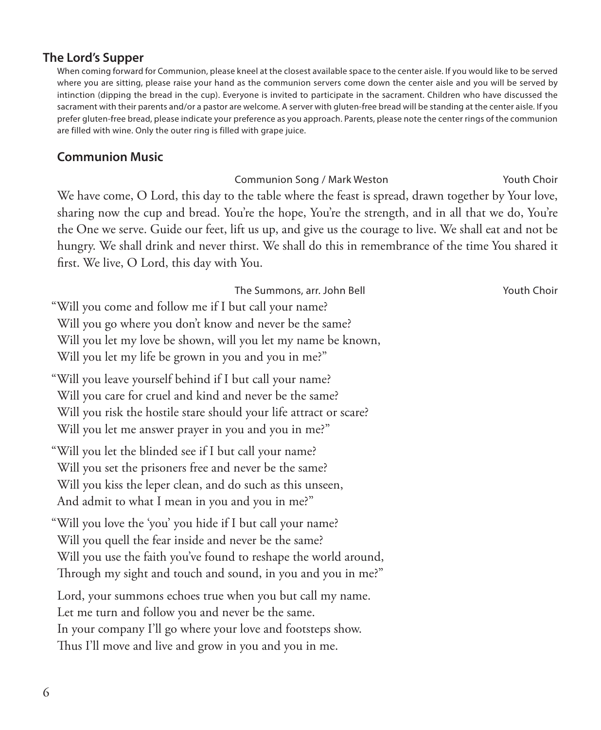## The Lord's Supper

When coming forward for Communion, please kneel at the closest available space to the center aisle. If you would like to be served where you are sitting, please raise your hand as the communion servers come down the center aisle and you will be served by intinction (dipping the bread in the cup). Everyone is invited to participate in the sacrament. Children who have discussed the sacrament with their parents and/or a pastor are welcome. A server with gluten-free bread will be standing at the center aisle. If you prefer gluten-free bread, please indicate your preference as you approach. Parents, please note the center rings of the communion are filled with wine. Only the outer ring is filled with grape juice.

### Communion Music

Communion Song / Mark Weston — Youth Choir

We have come, O Lord, this day to the table where the feast is spread, drawn together by Your love, sharing now the cup and bread. You're the hope, You're the strength, and in all that we do, You're the One we serve. Guide our feet, lift us up, and give us the courage to live. We shall eat and not be hungry. We shall drink and never thirst. We shall do this in remembrance of the time You shared it first. We live, O Lord, this day with You.

The Summons, arr. John Bell — Youth Choir

"Will you come and follow me if I but call your name?
Will you go where you don't know and never be the same?
Will you let my love be shown, will you let my name be known,
Will you let my life be grown in you and you in me?"

"Will you leave yourself behind if I but call your name?
Will you care for cruel and kind and never be the same?
Will you risk the hostile stare should your life attract or scare?
Will you let me answer prayer in you and you in me?"

"Will you let the blinded see if I but call your name?
Will you set the prisoners free and never be the same?
Will you kiss the leper clean, and do such as this unseen,
And admit to what I mean in you and you in me?"

"Will you love the 'you' you hide if I but call your name?
Will you quell the fear inside and never be the same?
Will you use the faith you've found to reshape the world around,
Through my sight and touch and sound, in you and you in me?"

Lord, your summons echoes true when you but call my name.
Let me turn and follow you and never be the same.
In your company I'll go where your love and footsteps show.
Thus I'll move and live and grow in you and you in me.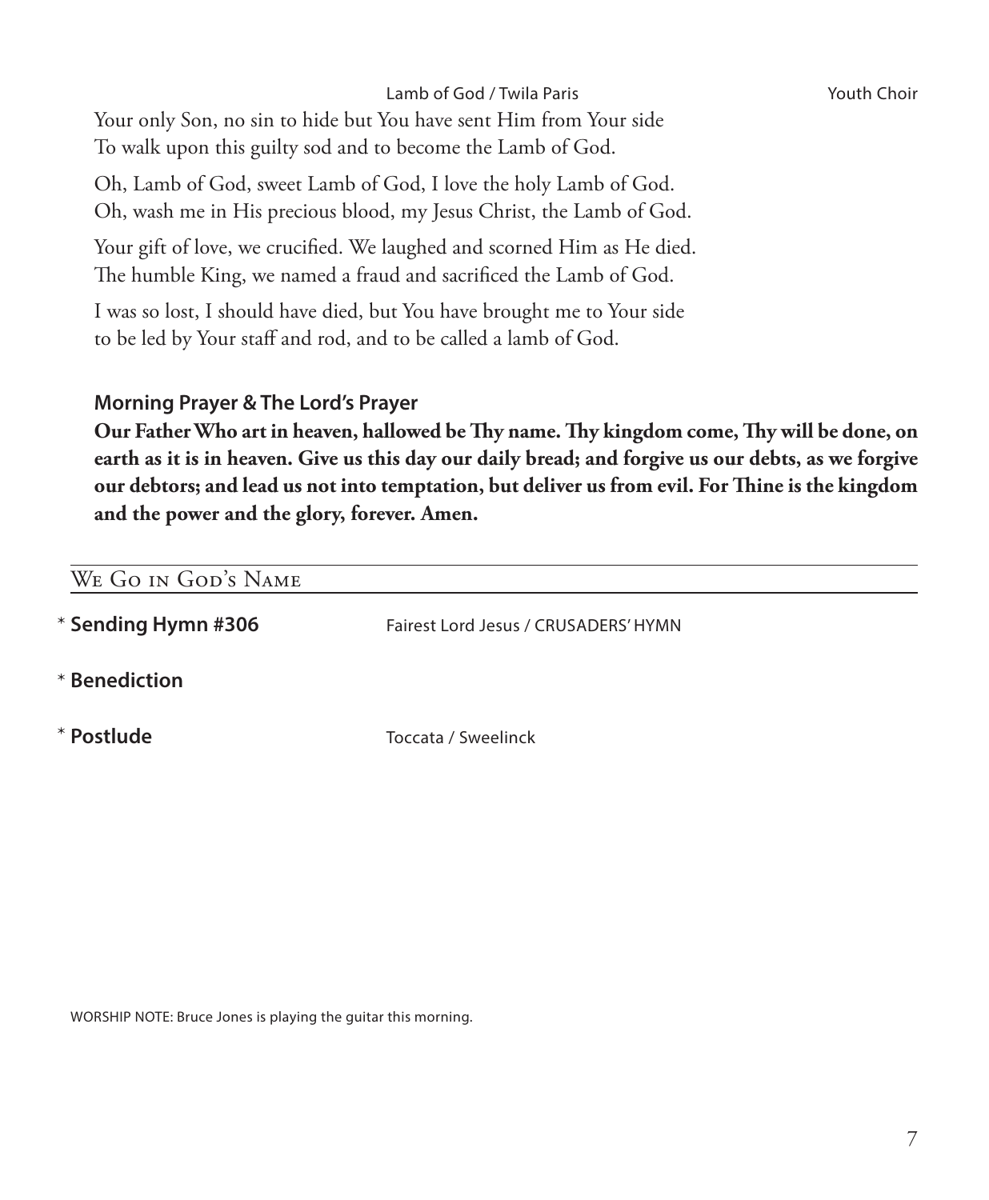Lamb of God / Twila Paris — Youth Choir

Your only Son, no sin to hide but You have sent Him from Your side
To walk upon this guilty sod and to become the Lamb of God.

Oh, Lamb of God, sweet Lamb of God, I love the holy Lamb of God.
Oh, wash me in His precious blood, my Jesus Christ, the Lamb of God.

Your gift of love, we crucified. We laughed and scorned Him as He died.
The humble King, we named a fraud and sacrificed the Lamb of God.

I was so lost, I should have died, but You have brought me to Your side
to be led by Your staff and rod, and to be called a lamb of God.

**Morning Prayer & The Lord's Prayer**

**Our Father Who art in heaven, hallowed be Thy name. Thy kingdom come, Thy will be done, on earth as it is in heaven. Give us this day our daily bread; and forgive us our debts, as we forgive our debtors; and lead us not into temptation, but deliver us from evil. For Thine is the kingdom and the power and the glory, forever. Amen.**

## We Go in God's Name

* **Sending Hymn #306** — Fairest Lord Jesus / CRUSADERS' HYMN

* **Benediction**

* **Postlude** — Toccata / Sweelinck

WORSHIP NOTE: Bruce Jones is playing the guitar this morning.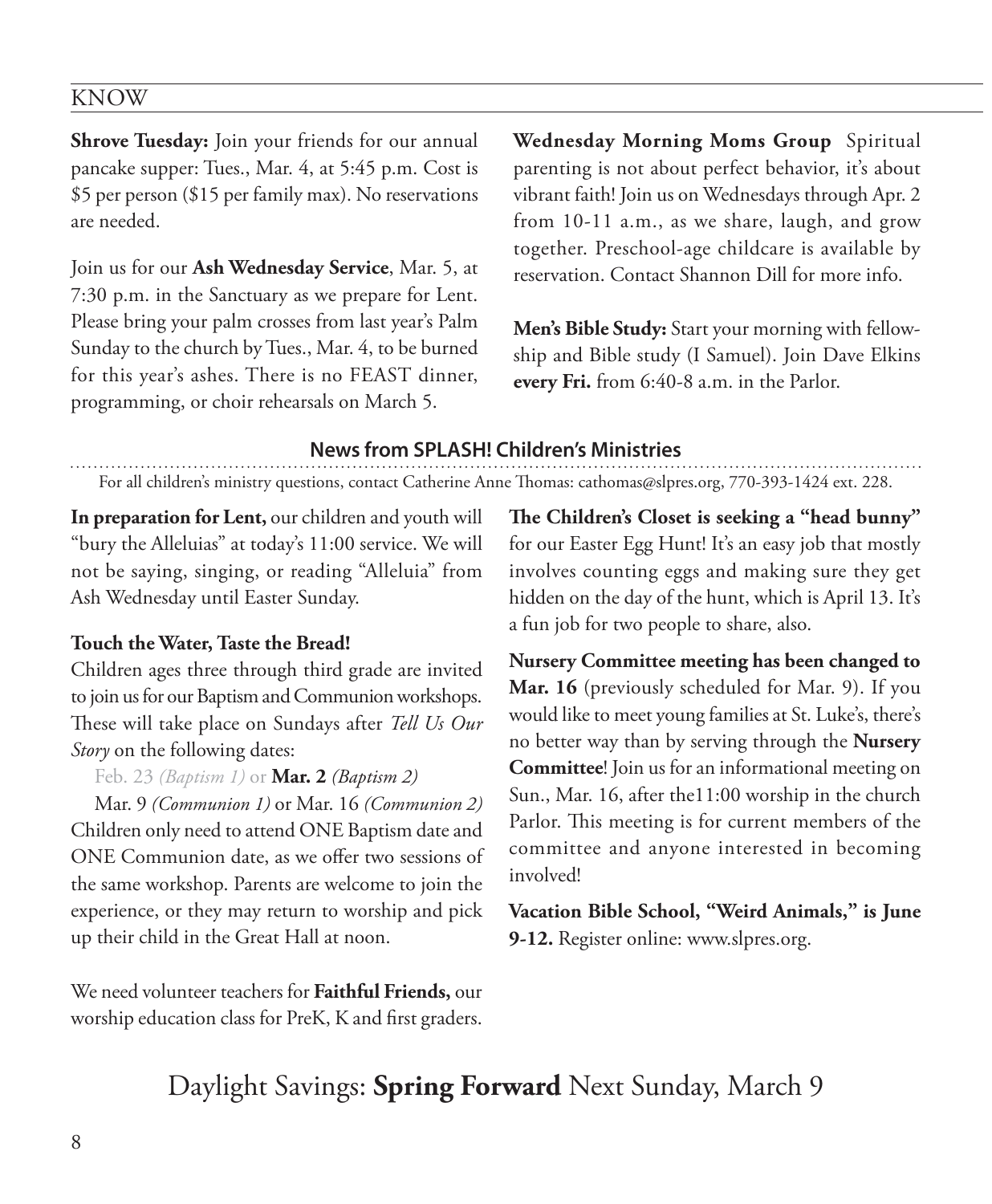## KNOW

**Shrove Tuesday:** Join your friends for our annual pancake supper: Tues., Mar. 4, at 5:45 p.m. Cost is $5 per person ($15 per family max). No reservations are needed.

Join us for our **Ash Wednesday Service**, Mar. 5, at 7:30 p.m. in the Sanctuary as we prepare for Lent. Please bring your palm crosses from last year's Palm Sunday to the church by Tues., Mar. 4, to be burned for this year's ashes. There is no FEAST dinner, programming, or choir rehearsals on March 5.

**Wednesday Morning Moms Group** Spiritual parenting is not about perfect behavior, it's about vibrant faith! Join us on Wednesdays through Apr. 2 from 10-11 a.m., as we share, laugh, and grow together. Preschool-age childcare is available by reservation. Contact Shannon Dill for more info.

**Men's Bible Study:** Start your morning with fellowship and Bible study (I Samuel). Join Dave Elkins **every Fri.** from 6:40-8 a.m. in the Parlor.

### News from SPLASH! Children's Ministries

For all children's ministry questions, contact Catherine Anne Thomas: cathomas@slpres.org, 770-393-1424 ext. 228.

**In preparation for Lent,** our children and youth will "bury the Alleluias" at today's 11:00 service. We will not be saying, singing, or reading "Alleluia" from Ash Wednesday until Easter Sunday.

**Touch the Water, Taste the Bread!**

Children ages three through third grade are invited to join us for our Baptism and Communion workshops. These will take place on Sundays after *Tell Us Our Story* on the following dates:

Feb. 23 *(Baptism 1)* or **Mar. 2** *(Baptism 2)*

Mar. 9 *(Communion 1)* or Mar. 16 *(Communion 2)*

Children only need to attend ONE Baptism date and ONE Communion date, as we offer two sessions of the same workshop. Parents are welcome to join the experience, or they may return to worship and pick up their child in the Great Hall at noon.

We need volunteer teachers for **Faithful Friends,** our worship education class for PreK, K and first graders.

**The Children's Closet is seeking a "head bunny"** for our Easter Egg Hunt! It's an easy job that mostly involves counting eggs and making sure they get hidden on the day of the hunt, which is April 13. It's a fun job for two people to share, also.

**Nursery Committee meeting has been changed to Mar. 16** (previously scheduled for Mar. 9). If you would like to meet young families at St. Luke's, there's no better way than by serving through the **Nursery Committee**! Join us for an informational meeting on Sun., Mar. 16, after the11:00 worship in the church Parlor. This meeting is for current members of the committee and anyone interested in becoming involved!

**Vacation Bible School, "Weird Animals," is June 9-12.** Register online: www.slpres.org.

## Daylight Savings: **Spring Forward** Next Sunday, March 9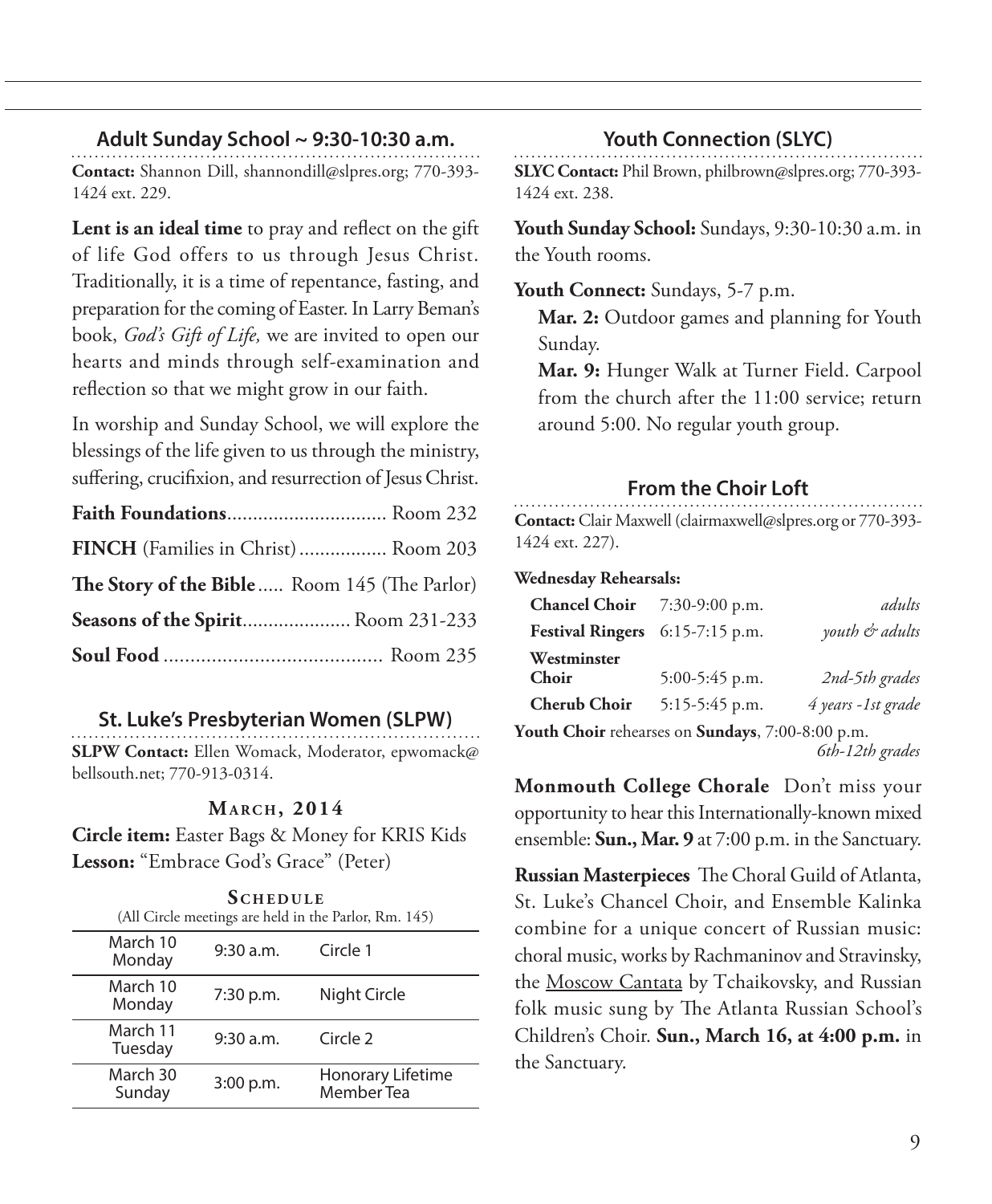## Adult Sunday School ~ 9:30-10:30 a.m.

**Contact:** Shannon Dill, shannondill@slpres.org; 770-393-1424 ext. 229.

**Lent is an ideal time** to pray and reflect on the gift of life God offers to us through Jesus Christ. Traditionally, it is a time of repentance, fasting, and preparation for the coming of Easter. In Larry Beman's book, *God's Gift of Life,* we are invited to open our hearts and minds through self-examination and reflection so that we might grow in our faith.

In worship and Sunday School, we will explore the blessings of the life given to us through the ministry, suffering, crucifixion, and resurrection of Jesus Christ.

**Faith Foundations**............................... Room 232

**FINCH** (Families in Christ)................. Room 203

**The Story of the Bible**..... Room 145 (The Parlor)

**Seasons of the Spirit**..................... Room 231-233

**Soul Food**......................................... Room 235

## St. Luke's Presbyterian Women (SLPW)

**SLPW Contact:** Ellen Womack, Moderator, epwomack@bellsouth.net; 770-913-0314.

### March, 2014

**Circle item:** Easter Bags & Money for KRIS Kids
**Lesson:** "Embrace God's Grace" (Peter)

### Schedule

(All Circle meetings are held in the Parlor, Rm. 145)

| Date | Time | Event |
|---|---|---|
| March 10 Monday | 9:30 a.m. | Circle 1 |
| March 10 Monday | 7:30 p.m. | Night Circle |
| March 11 Tuesday | 9:30 a.m. | Circle 2 |
| March 30 Sunday | 3:00 p.m. | Honorary Lifetime Member Tea |

## Youth Connection (SLYC)

**SLYC Contact:** Phil Brown, philbrown@slpres.org; 770-393-1424 ext. 238.

**Youth Sunday School:** Sundays, 9:30-10:30 a.m. in the Youth rooms.

**Youth Connect:** Sundays, 5-7 p.m.

**Mar. 2:** Outdoor games and planning for Youth Sunday.

**Mar. 9:** Hunger Walk at Turner Field. Carpool from the church after the 11:00 service; return around 5:00. No regular youth group.

## From the Choir Loft

**Contact:** Clair Maxwell (clairmaxwell@slpres.org or 770-393-1424 ext. 227).

**Wednesday Rehearsals:**

| Choir | Time | Ages |
|---|---|---|
| **Chancel Choir** | 7:30-9:00 p.m. | *adults* |
| **Festival Ringers** | 6:15-7:15 p.m. | *youth & adults* |
| **Westminster Choir** | 5:00-5:45 p.m. | *2nd-5th grades* |
| **Cherub Choir** | 5:15-5:45 p.m. | *4 years -1st grade* |

**Youth Choir** rehearses on **Sundays**, 7:00-8:00 p.m. *6th-12th grades*

**Monmouth College Chorale** Don't miss your opportunity to hear this Internationally-known mixed ensemble: **Sun., Mar. 9** at 7:00 p.m. in the Sanctuary.

**Russian Masterpieces** The Choral Guild of Atlanta, St. Luke's Chancel Choir, and Ensemble Kalinka combine for a unique concert of Russian music: choral music, works by Rachmaninov and Stravinsky, the Moscow Cantata by Tchaikovsky, and Russian folk music sung by The Atlanta Russian School's Children's Choir. **Sun., March 16, at 4:00 p.m.** in the Sanctuary.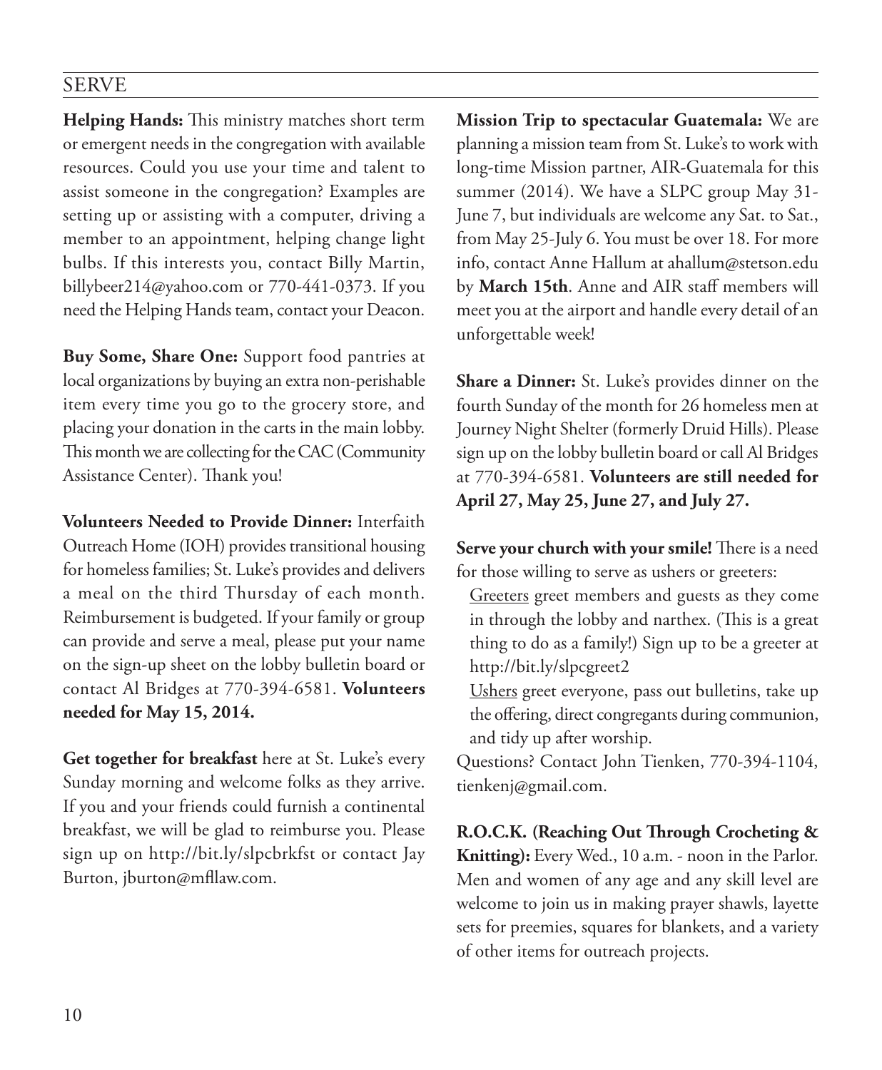## SERVE

**Helping Hands:** This ministry matches short term or emergent needs in the congregation with available resources. Could you use your time and talent to assist someone in the congregation? Examples are setting up or assisting with a computer, driving a member to an appointment, helping change light bulbs. If this interests you, contact Billy Martin, billybeer214@yahoo.com or 770-441-0373. If you need the Helping Hands team, contact your Deacon.

**Buy Some, Share One:** Support food pantries at local organizations by buying an extra non-perishable item every time you go to the grocery store, and placing your donation in the carts in the main lobby. This month we are collecting for the CAC (Community Assistance Center). Thank you!

**Volunteers Needed to Provide Dinner:** Interfaith Outreach Home (IOH) provides transitional housing for homeless families; St. Luke's provides and delivers a meal on the third Thursday of each month. Reimbursement is budgeted. If your family or group can provide and serve a meal, please put your name on the sign-up sheet on the lobby bulletin board or contact Al Bridges at 770-394-6581. **Volunteers needed for May 15, 2014.**

**Get together for breakfast** here at St. Luke's every Sunday morning and welcome folks as they arrive. If you and your friends could furnish a continental breakfast, we will be glad to reimburse you. Please sign up on http://bit.ly/slpcbrkfst or contact Jay Burton, jburton@mfllaw.com.

**Mission Trip to spectacular Guatemala:** We are planning a mission team from St. Luke's to work with long-time Mission partner, AIR-Guatemala for this summer (2014). We have a SLPC group May 31-June 7, but individuals are welcome any Sat. to Sat., from May 25-July 6. You must be over 18. For more info, contact Anne Hallum at ahallum@stetson.edu by **March 15th**. Anne and AIR staff members will meet you at the airport and handle every detail of an unforgettable week!

**Share a Dinner:** St. Luke's provides dinner on the fourth Sunday of the month for 26 homeless men at Journey Night Shelter (formerly Druid Hills). Please sign up on the lobby bulletin board or call Al Bridges at 770-394-6581. **Volunteers are still needed for April 27, May 25, June 27, and July 27.**

**Serve your church with your smile!** There is a need for those willing to serve as ushers or greeters:

<u>Greeters</u> greet members and guests as they come in through the lobby and narthex. (This is a great thing to do as a family!) Sign up to be a greeter at http://bit.ly/slpcgreet2

<u>Ushers</u> greet everyone, pass out bulletins, take up the offering, direct congregants during communion, and tidy up after worship.

Questions? Contact John Tienken, 770-394-1104, tienkenj@gmail.com.

**R.O.C.K. (Reaching Out Through Crocheting & Knitting):** Every Wed., 10 a.m. - noon in the Parlor. Men and women of any age and any skill level are welcome to join us in making prayer shawls, layette sets for preemies, squares for blankets, and a variety of other items for outreach projects.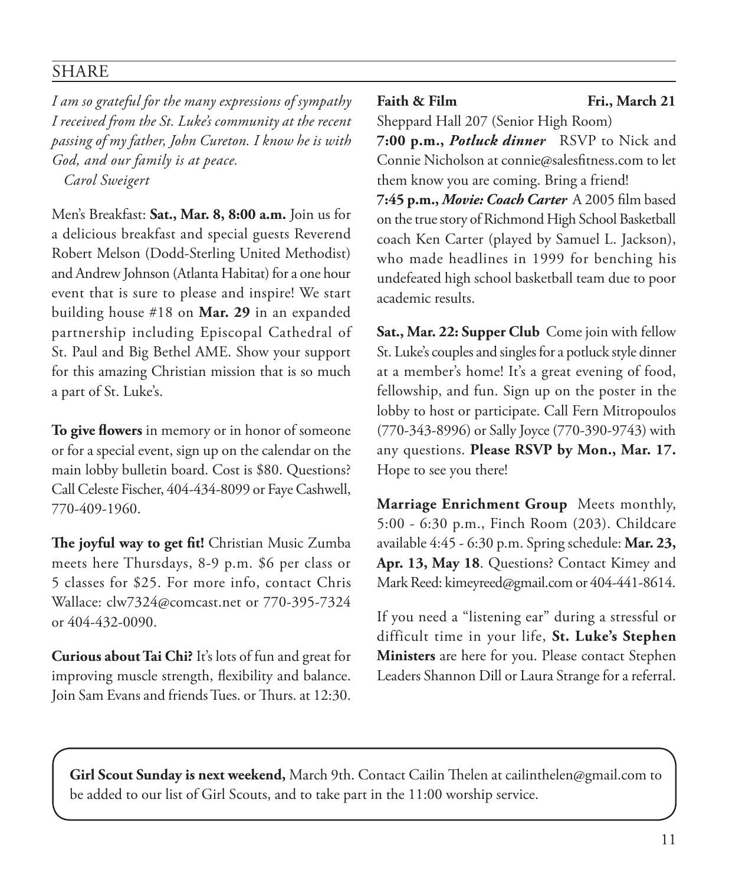## SHARE

*I am so grateful for the many expressions of sympathy I received from the St. Luke's community at the recent passing of my father, John Cureton. I know he is with God, and our family is at peace.*
*Carol Sweigert*

Men's Breakfast: **Sat., Mar. 8, 8:00 a.m.** Join us for a delicious breakfast and special guests Reverend Robert Melson (Dodd-Sterling United Methodist) and Andrew Johnson (Atlanta Habitat) for a one hour event that is sure to please and inspire! We start building house #18 on **Mar. 29** in an expanded partnership including Episcopal Cathedral of St. Paul and Big Bethel AME. Show your support for this amazing Christian mission that is so much a part of St. Luke's.

**To give flowers** in memory or in honor of someone or for a special event, sign up on the calendar on the main lobby bulletin board. Cost is $80. Questions? Call Celeste Fischer, 404-434-8099 or Faye Cashwell, 770-409-1960.

**The joyful way to get fit!** Christian Music Zumba meets here Thursdays, 8-9 p.m. $6 per class or 5 classes for $25. For more info, contact Chris Wallace: clw7324@comcast.net or 770-395-7324 or 404-432-0090.

**Curious about Tai Chi?** It's lots of fun and great for improving muscle strength, flexibility and balance. Join Sam Evans and friends Tues. or Thurs. at 12:30.

**Faith & Film** **Fri., March 21**
Sheppard Hall 207 (Senior High Room)
**7:00 p.m., *Potluck dinner*** RSVP to Nick and Connie Nicholson at connie@salesfitness.com to let them know you are coming. Bring a friend!
**7:45 p.m., *Movie: Coach Carter*** A 2005 film based on the true story of Richmond High School Basketball coach Ken Carter (played by Samuel L. Jackson), who made headlines in 1999 for benching his undefeated high school basketball team due to poor academic results.

**Sat., Mar. 22: Supper Club** Come join with fellow St. Luke's couples and singles for a potluck style dinner at a member's home! It's a great evening of food, fellowship, and fun. Sign up on the poster in the lobby to host or participate. Call Fern Mitropoulos (770-343-8996) or Sally Joyce (770-390-9743) with any questions. **Please RSVP by Mon., Mar. 17.** Hope to see you there!

**Marriage Enrichment Group** Meets monthly, 5:00 - 6:30 p.m., Finch Room (203). Childcare available 4:45 - 6:30 p.m. Spring schedule: **Mar. 23, Apr. 13, May 18**. Questions? Contact Kimey and Mark Reed: kimeyreed@gmail.com or 404-441-8614.

If you need a "listening ear" during a stressful or difficult time in your life, **St. Luke's Stephen Ministers** are here for you. Please contact Stephen Leaders Shannon Dill or Laura Strange for a referral.

**Girl Scout Sunday is next weekend,** March 9th. Contact Cailin Thelen at cailinthelen@gmail.com to be added to our list of Girl Scouts, and to take part in the 11:00 worship service.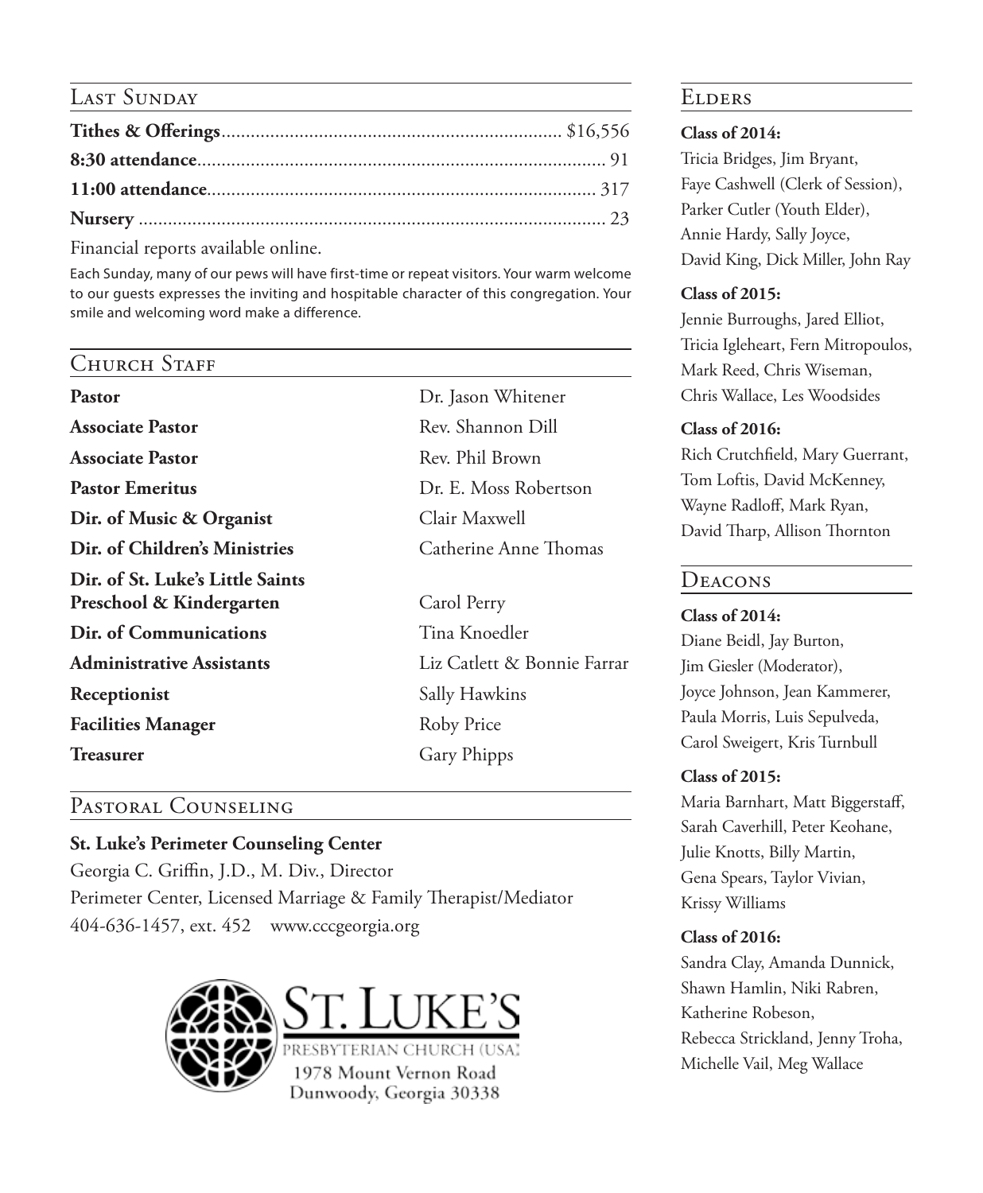## Last Sunday

| | |
|---|---|
| **Tithes & Offerings** | $16,556 |
| **8:30 attendance** | 91 |
| **11:00 attendance** | 317 |
| **Nursery** | 23 |

Financial reports available online.

Each Sunday, many of our pews will have first-time or repeat visitors. Your warm welcome to our guests expresses the inviting and hospitable character of this congregation. Your smile and welcoming word make a difference.

## Church Staff

| | |
|---|---|
| **Pastor** | Dr. Jason Whitener |
| **Associate Pastor** | Rev. Shannon Dill |
| **Associate Pastor** | Rev. Phil Brown |
| **Pastor Emeritus** | Dr. E. Moss Robertson |
| **Dir. of Music & Organist** | Clair Maxwell |
| **Dir. of Children's Ministries** | Catherine Anne Thomas |
| **Dir. of St. Luke's Little Saints Preschool & Kindergarten** | Carol Perry |
| **Dir. of Communications** | Tina Knoedler |
| **Administrative Assistants** | Liz Catlett & Bonnie Farrar |
| **Receptionist** | Sally Hawkins |
| **Facilities Manager** | Roby Price |
| **Treasurer** | Gary Phipps |

## Pastoral Counseling

**St. Luke's Perimeter Counseling Center**
Georgia C. Griffin, J.D., M. Div., Director
Perimeter Center, Licensed Marriage & Family Therapist/Mediator
404-636-1457, ext. 452 www.cccgeorgia.org

St. Luke's
Presbyterian Church (USA)
1978 Mount Vernon Road
Dunwoody, Georgia 30338

## Elders

**Class of 2014:**
Tricia Bridges, Jim Bryant, Faye Cashwell (Clerk of Session), Parker Cutler (Youth Elder), Annie Hardy, Sally Joyce, David King, Dick Miller, John Ray

**Class of 2015:**
Jennie Burroughs, Jared Elliot, Tricia Igleheart, Fern Mitropoulos, Mark Reed, Chris Wiseman, Chris Wallace, Les Woodsides

**Class of 2016:**
Rich Crutchfield, Mary Guerrant, Tom Loftis, David McKenney, Wayne Radloff, Mark Ryan, David Tharp, Allison Thornton

## Deacons

**Class of 2014:**
Diane Beidl, Jay Burton, Jim Giesler (Moderator), Joyce Johnson, Jean Kammerer, Paula Morris, Luis Sepulveda, Carol Sweigert, Kris Turnbull

**Class of 2015:**
Maria Barnhart, Matt Biggerstaff, Sarah Caverhill, Peter Keohane, Julie Knotts, Billy Martin, Gena Spears, Taylor Vivian, Krissy Williams

**Class of 2016:**
Sandra Clay, Amanda Dunnick, Shawn Hamlin, Niki Rabren, Katherine Robeson, Rebecca Strickland, Jenny Troha, Michelle Vail, Meg Wallace